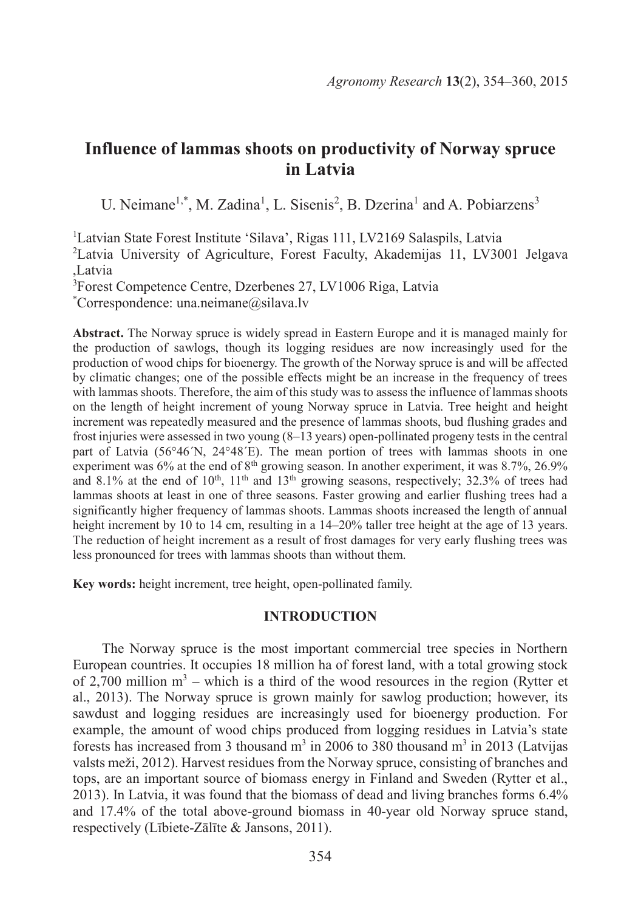# Influence of lammas shoots on productivity of Norway spruce in Latvia

U. Neimane[1,*], M. Zadina[1], L. Sisenis[2], B. Dzerina[1] and A. Pobiarzens[3]

[1]Latvian State Forest Institute 'Silava', Rigas 111, LV2169 Salaspils, Latvia
[2]Latvia University of Agriculture, Forest Faculty, Akademijas 11, LV3001 Jelgava ,Latvia
[3]Forest Competence Centre, Dzerbenes 27, LV1006 Riga, Latvia
[*]Correspondence: una.neimane@silava.lv

**Abstract.** The Norway spruce is widely spread in Eastern Europe and it is managed mainly for the production of sawlogs, though its logging residues are now increasingly used for the production of wood chips for bioenergy. The growth of the Norway spruce is and will be affected by climatic changes; one of the possible effects might be an increase in the frequency of trees with lammas shoots. Therefore, the aim of this study was to assess the influence of lammas shoots on the length of height increment of young Norway spruce in Latvia. Tree height and height increment was repeatedly measured and the presence of lammas shoots, bud flushing grades and frost injuries were assessed in two young (8–13 years) open-pollinated progeny tests in the central part of Latvia (56°46´N, 24°48´E). The mean portion of trees with lammas shoots in one experiment was 6% at the end of 8th growing season. In another experiment, it was 8.7%, 26.9% and 8.1% at the end of 10th, 11th and 13th growing seasons, respectively; 32.3% of trees had lammas shoots at least in one of three seasons. Faster growing and earlier flushing trees had a significantly higher frequency of lammas shoots. Lammas shoots increased the length of annual height increment by 10 to 14 cm, resulting in a 14–20% taller tree height at the age of 13 years. The reduction of height increment as a result of frost damages for very early flushing trees was less pronounced for trees with lammas shoots than without them.

**Key words:** height increment, tree height, open-pollinated family.

## INTRODUCTION

The Norway spruce is the most important commercial tree species in Northern European countries. It occupies 18 million ha of forest land, with a total growing stock of 2,700 million $m^3$ – which is a third of the wood resources in the region (Rytter et al., 2013). The Norway spruce is grown mainly for sawlog production; however, its sawdust and logging residues are increasingly used for bioenergy production. For example, the amount of wood chips produced from logging residues in Latvia's state forests has increased from 3 thousand $m^3$ in 2006 to 380 thousand $m^3$ in 2013 (Latvijas valsts meži, 2012). Harvest residues from the Norway spruce, consisting of branches and tops, are an important source of biomass energy in Finland and Sweden (Rytter et al., 2013). In Latvia, it was found that the biomass of dead and living branches forms 6.4% and 17.4% of the total above-ground biomass in 40-year old Norway spruce stand, respectively (Lībiete-Zālīte & Jansons, 2011).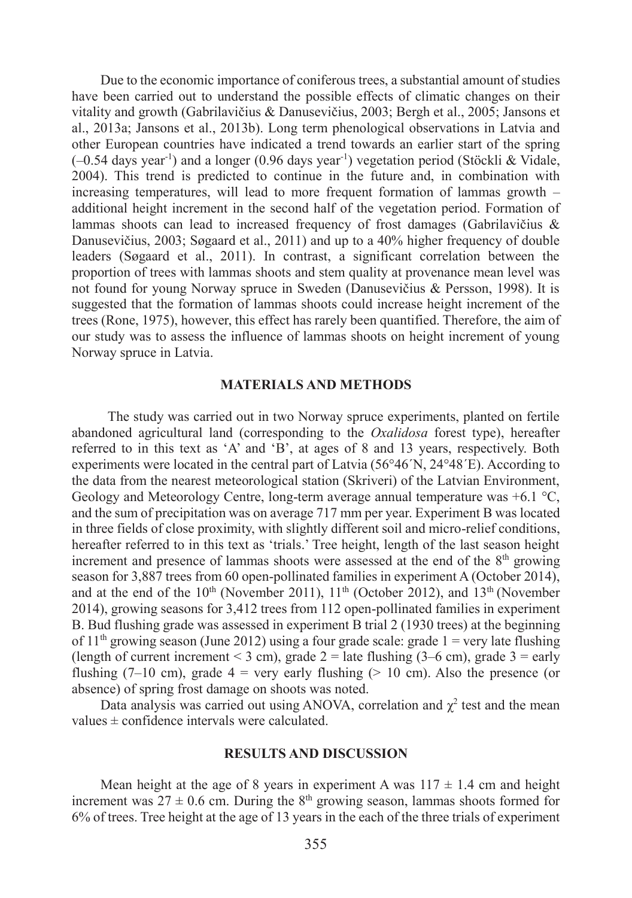Due to the economic importance of coniferous trees, a substantial amount of studies have been carried out to understand the possible effects of climatic changes on their vitality and growth (Gabrilavičius & Danusevičius, 2003; Bergh et al., 2005; Jansons et al., 2013a; Jansons et al., 2013b). Long term phenological observations in Latvia and other European countries have indicated a trend towards an earlier start of the spring ($-0.54$ days year$^{-1}$) and a longer (0.96 days year$^{-1}$) vegetation period (Stöckli & Vidale, 2004). This trend is predicted to continue in the future and, in combination with increasing temperatures, will lead to more frequent formation of lammas growth – additional height increment in the second half of the vegetation period. Formation of lammas shoots can lead to increased frequency of frost damages (Gabrilavičius & Danusevičius, 2003; Søgaard et al., 2011) and up to a 40% higher frequency of double leaders (Søgaard et al., 2011). In contrast, a significant correlation between the proportion of trees with lammas shoots and stem quality at provenance mean level was not found for young Norway spruce in Sweden (Danusevičius & Persson, 1998). It is suggested that the formation of lammas shoots could increase height increment of the trees (Rone, 1975), however, this effect has rarely been quantified. Therefore, the aim of our study was to assess the influence of lammas shoots on height increment of young Norway spruce in Latvia.

## MATERIALS AND METHODS

The study was carried out in two Norway spruce experiments, planted on fertile abandoned agricultural land (corresponding to the *Oxalidosa* forest type), hereafter referred to in this text as 'A' and 'B', at ages of 8 and 13 years, respectively. Both experiments were located in the central part of Latvia (56°46´N, 24°48´E). According to the data from the nearest meteorological station (Skriveri) of the Latvian Environment, Geology and Meteorology Centre, long-term average annual temperature was +6.1 °C, and the sum of precipitation was on average 717 mm per year. Experiment B was located in three fields of close proximity, with slightly different soil and micro-relief conditions, hereafter referred to in this text as 'trials.' Tree height, length of the last season height increment and presence of lammas shoots were assessed at the end of the 8$^{th}$ growing season for 3,887 trees from 60 open-pollinated families in experiment A (October 2014), and at the end of the 10$^{th}$ (November 2011), 11$^{th}$ (October 2012), and 13$^{th}$ (November 2014), growing seasons for 3,412 trees from 112 open-pollinated families in experiment B. Bud flushing grade was assessed in experiment B trial 2 (1930 trees) at the beginning of 11$^{th}$ growing season (June 2012) using a four grade scale: grade 1 = very late flushing (length of current increment < 3 cm), grade 2 = late flushing (3–6 cm), grade 3 = early flushing (7–10 cm), grade 4 = very early flushing (> 10 cm). Also the presence (or absence) of spring frost damage on shoots was noted.

Data analysis was carried out using ANOVA, correlation and $\chi^2$ test and the mean values ± confidence intervals were calculated.

## RESULTS AND DISCUSSION

Mean height at the age of 8 years in experiment A was $117 \pm 1.4$ cm and height increment was $27 \pm 0.6$ cm. During the 8$^{th}$ growing season, lammas shoots formed for 6% of trees. Tree height at the age of 13 years in the each of the three trials of experiment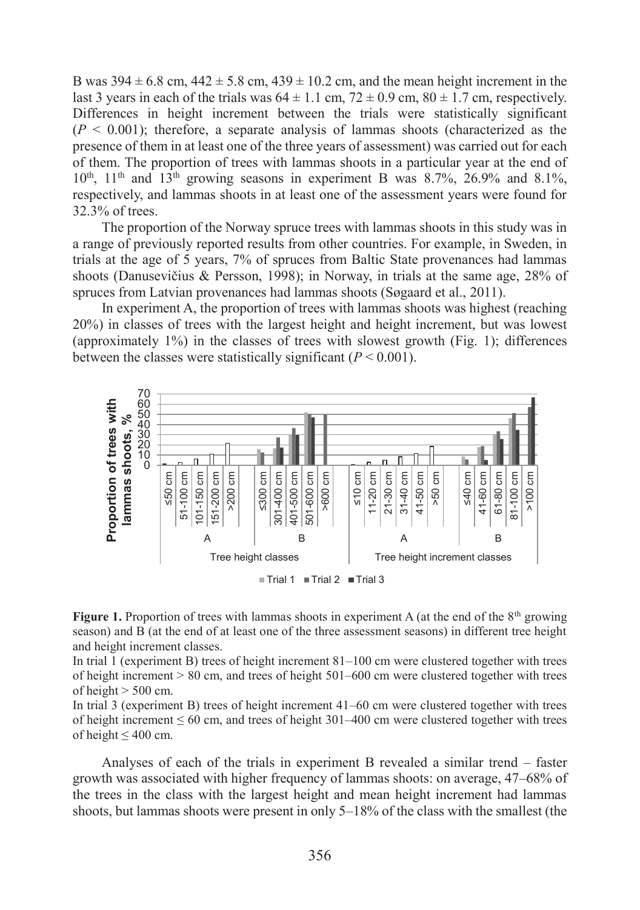B was 394 ± 6.8 cm, 442 ± 5.8 cm, 439 ± 10.2 cm, and the mean height increment in the last 3 years in each of the trials was 64 ± 1.1 cm, 72 ± 0.9 cm, 80 ± 1.7 cm, respectively. Differences in height increment between the trials were statistically significant ($P < 0.001$); therefore, a separate analysis of lammas shoots (characterized as the presence of them in at least one of the three years of assessment) was carried out for each of them. The proportion of trees with lammas shoots in a particular year at the end of 10th, 11th and 13th growing seasons in experiment B was 8.7%, 26.9% and 8.1%, respectively, and lammas shoots in at least one of the assessment years were found for 32.3% of trees.

The proportion of the Norway spruce trees with lammas shoots in this study was in a range of previously reported results from other countries. For example, in Sweden, in trials at the age of 5 years, 7% of spruces from Baltic State provenances had lammas shoots (Danusevičius & Persson, 1998); in Norway, in trials at the same age, 28% of spruces from Latvian provenances had lammas shoots (Søgaard et al., 2011).

In experiment A, the proportion of trees with lammas shoots was highest (reaching 20%) in classes of trees with the largest height and height increment, but was lowest (approximately 1%) in the classes of trees with slowest growth (Fig. 1); differences between the classes were statistically significant ($P < 0.001$).

**Figure 1.** Proportion of trees with lammas shoots in experiment A (at the end of the 8th growing season) and B (at the end of at least one of the three assessment seasons) in different tree height and height increment classes.

In trial 1 (experiment B) trees of height increment 81–100 cm were clustered together with trees of height increment > 80 cm, and trees of height 501–600 cm were clustered together with trees of height > 500 cm.

In trial 3 (experiment B) trees of height increment 41–60 cm were clustered together with trees of height increment ≤ 60 cm, and trees of height 301–400 cm were clustered together with trees of height ≤ 400 cm.

Analyses of each of the trials in experiment B revealed a similar trend – faster growth was associated with higher frequency of lammas shoots: on average, 47–68% of the trees in the class with the largest height and mean height increment had lammas shoots, but lammas shoots were present in only 5–18% of the class with the smallest (the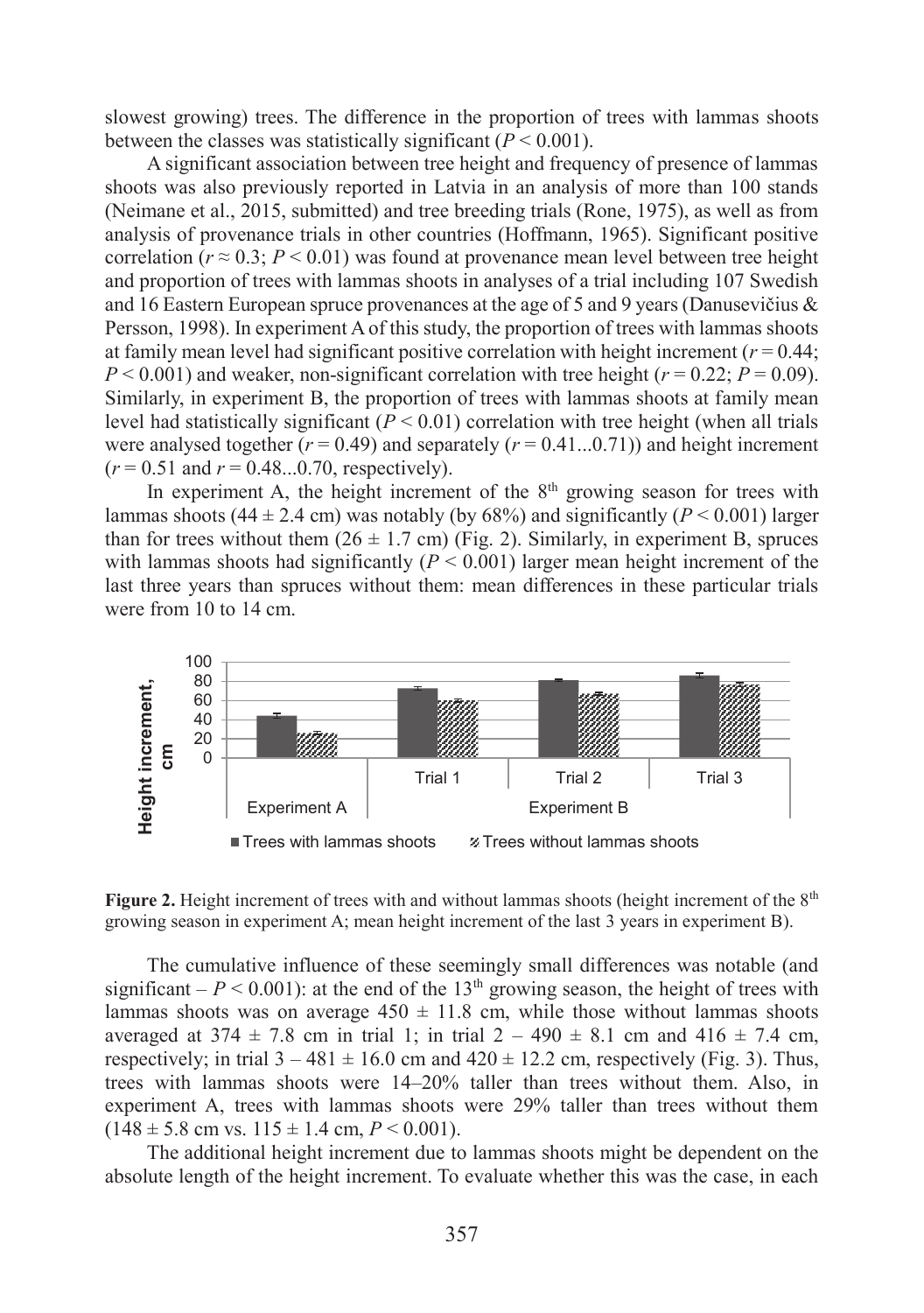slowest growing) trees. The difference in the proportion of trees with lammas shoots between the classes was statistically significant ($P < 0.001$).

A significant association between tree height and frequency of presence of lammas shoots was also previously reported in Latvia in an analysis of more than 100 stands (Neimane et al., 2015, submitted) and tree breeding trials (Rone, 1975), as well as from analysis of provenance trials in other countries (Hoffmann, 1965). Significant positive correlation ($r \approx 0.3$; $P < 0.01$) was found at provenance mean level between tree height and proportion of trees with lammas shoots in analyses of a trial including 107 Swedish and 16 Eastern European spruce provenances at the age of 5 and 9 years (Danusevičius & Persson, 1998). In experiment A of this study, the proportion of trees with lammas shoots at family mean level had significant positive correlation with height increment ($r = 0.44$; $P < 0.001$) and weaker, non-significant correlation with tree height ($r = 0.22$; $P = 0.09$). Similarly, in experiment B, the proportion of trees with lammas shoots at family mean level had statistically significant ($P < 0.01$) correlation with tree height (when all trials were analysed together ($r = 0.49$) and separately ($r = 0.41...0.71$)) and height increment ($r = 0.51$ and $r = 0.48...0.70$, respectively).

In experiment A, the height increment of the 8th growing season for trees with lammas shoots ($44 \pm 2.4$ cm) was notably (by 68%) and significantly ($P < 0.001$) larger than for trees without them ($26 \pm 1.7$ cm) (Fig. 2). Similarly, in experiment B, spruces with lammas shoots had significantly ($P < 0.001$) larger mean height increment of the last three years than spruces without them: mean differences in these particular trials were from 10 to 14 cm.

**Figure 2.** Height increment of trees with and without lammas shoots (height increment of the 8th growing season in experiment A; mean height increment of the last 3 years in experiment B).

The cumulative influence of these seemingly small differences was notable (and significant – $P < 0.001$): at the end of the 13th growing season, the height of trees with lammas shoots was on average $450 \pm 11.8$ cm, while those without lammas shoots averaged at $374 \pm 7.8$ cm in trial 1; in trial 2 – $490 \pm 8.1$ cm and $416 \pm 7.4$ cm, respectively; in trial 3 – $481 \pm 16.0$ cm and $420 \pm 12.2$ cm, respectively (Fig. 3). Thus, trees with lammas shoots were 14–20% taller than trees without them. Also, in experiment A, trees with lammas shoots were 29% taller than trees without them ($148 \pm 5.8$ cm vs. $115 \pm 1.4$ cm, $P < 0.001$).

The additional height increment due to lammas shoots might be dependent on the absolute length of the height increment. To evaluate whether this was the case, in each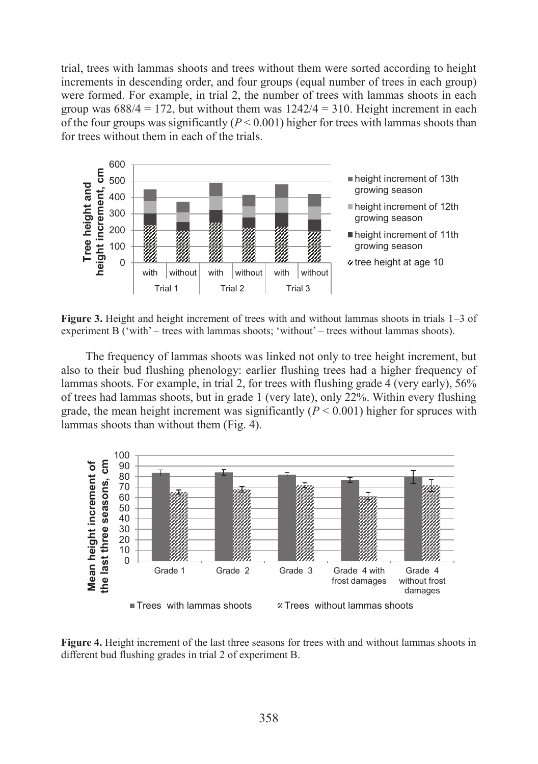trial, trees with lammas shoots and trees without them were sorted according to height increments in descending order, and four groups (equal number of trees in each group) were formed. For example, in trial 2, the number of trees with lammas shoots in each group was $688/4 = 172$, but without them was $1242/4 = 310$. Height increment in each of the four groups was significantly ($P < 0.001$) higher for trees with lammas shoots than for trees without them in each of the trials.

**Figure 3.** Height and height increment of trees with and without lammas shoots in trials 1–3 of experiment B ('with' – trees with lammas shoots; 'without' – trees without lammas shoots).

The frequency of lammas shoots was linked not only to tree height increment, but also to their bud flushing phenology: earlier flushing trees had a higher frequency of lammas shoots. For example, in trial 2, for trees with flushing grade 4 (very early), 56% of trees had lammas shoots, but in grade 1 (very late), only 22%. Within every flushing grade, the mean height increment was significantly ($P < 0.001$) higher for spruces with lammas shoots than without them (Fig. 4).

**Figure 4.** Height increment of the last three seasons for trees with and without lammas shoots in different bud flushing grades in trial 2 of experiment B.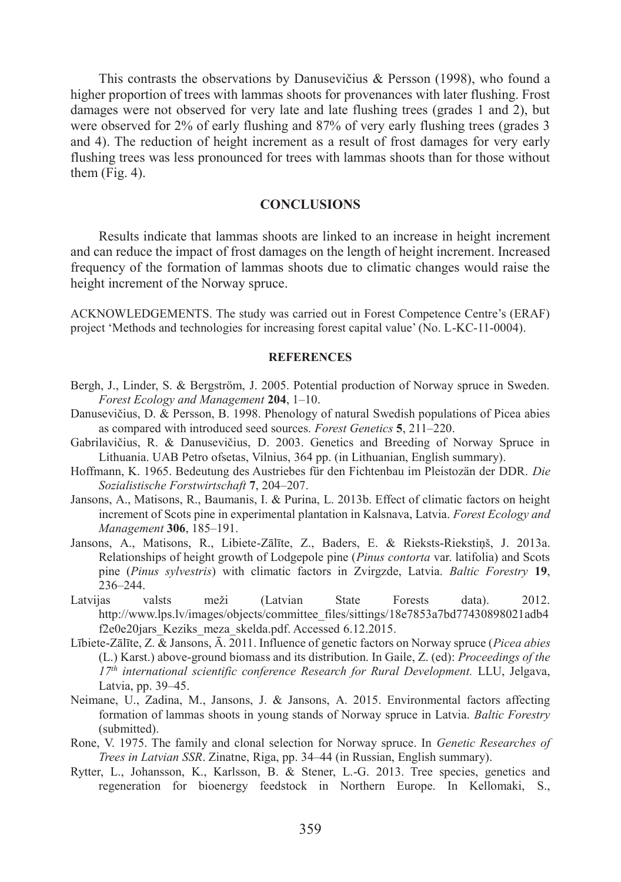This contrasts the observations by Danusevičius & Persson (1998), who found a higher proportion of trees with lammas shoots for provenances with later flushing. Frost damages were not observed for very late and late flushing trees (grades 1 and 2), but were observed for 2% of early flushing and 87% of very early flushing trees (grades 3 and 4). The reduction of height increment as a result of frost damages for very early flushing trees was less pronounced for trees with lammas shoots than for those without them (Fig. 4).

## CONCLUSIONS

Results indicate that lammas shoots are linked to an increase in height increment and can reduce the impact of frost damages on the length of height increment. Increased frequency of the formation of lammas shoots due to climatic changes would raise the height increment of the Norway spruce.

ACKNOWLEDGEMENTS. The study was carried out in Forest Competence Centre's (ERAF) project 'Methods and technologies for increasing forest capital value' (No. L-KC-11-0004).

## REFERENCES

Bergh, J., Linder, S. & Bergström, J. 2005. Potential production of Norway spruce in Sweden. *Forest Ecology and Management* **204**, 1–10.

Danusevičius, D. & Persson, B. 1998. Phenology of natural Swedish populations of Picea abies as compared with introduced seed sources. *Forest Genetics* **5**, 211–220.

Gabrilavičius, R. & Danusevičius, D. 2003. Genetics and Breeding of Norway Spruce in Lithuania. UAB Petro ofsetas, Vilnius, 364 pp. (in Lithuanian, English summary).

Hoffmann, K. 1965. Bedeutung des Austriebes für den Fichtenbau im Pleistozän der DDR. *Die Sozialistische Forstwirtschaft* **7**, 204–207.

Jansons, A., Matisons, R., Baumanis, I. & Purina, L. 2013b. Effect of climatic factors on height increment of Scots pine in experimental plantation in Kalsnava, Latvia. *Forest Ecology and Management* **306**, 185–191.

Jansons, A., Matisons, R., Libiete-Zālīte, Z., Baders, E. & Rieksts-Riekstiņš, J. 2013a. Relationships of height growth of Lodgepole pine (*Pinus contorta* var. latifolia) and Scots pine (*Pinus sylvestris*) with climatic factors in Zvirgzde, Latvia. *Baltic Forestry* **19**, 236–244.

Latvijas valsts meži (Latvian State Forests data). 2012. http://www.lps.lv/images/objects/committee_files/sittings/18e7853a7bd77430898021adb4f2e0e20jars_Keziks_meza_skelda.pdf. Accessed 6.12.2015.

Lībiete-Zālīte, Z. & Jansons, Ā. 2011. Influence of genetic factors on Norway spruce (*Picea abies* (L.) Karst.) above-ground biomass and its distribution. In Gaile, Z. (ed): *Proceedings of the 17th international scientific conference Research for Rural Development.* LLU, Jelgava, Latvia, pp. 39–45.

Neimane, U., Zadina, M., Jansons, J. & Jansons, A. 2015. Environmental factors affecting formation of lammas shoots in young stands of Norway spruce in Latvia. *Baltic Forestry* (submitted).

Rone, V. 1975. The family and clonal selection for Norway spruce. In *Genetic Researches of Trees in Latvian SSR*. Zinatne, Riga, pp. 34–44 (in Russian, English summary).

Rytter, L., Johansson, K., Karlsson, B. & Stener, L.-G. 2013. Tree species, genetics and regeneration for bioenergy feedstock in Northern Europe. In Kellomaki, S.,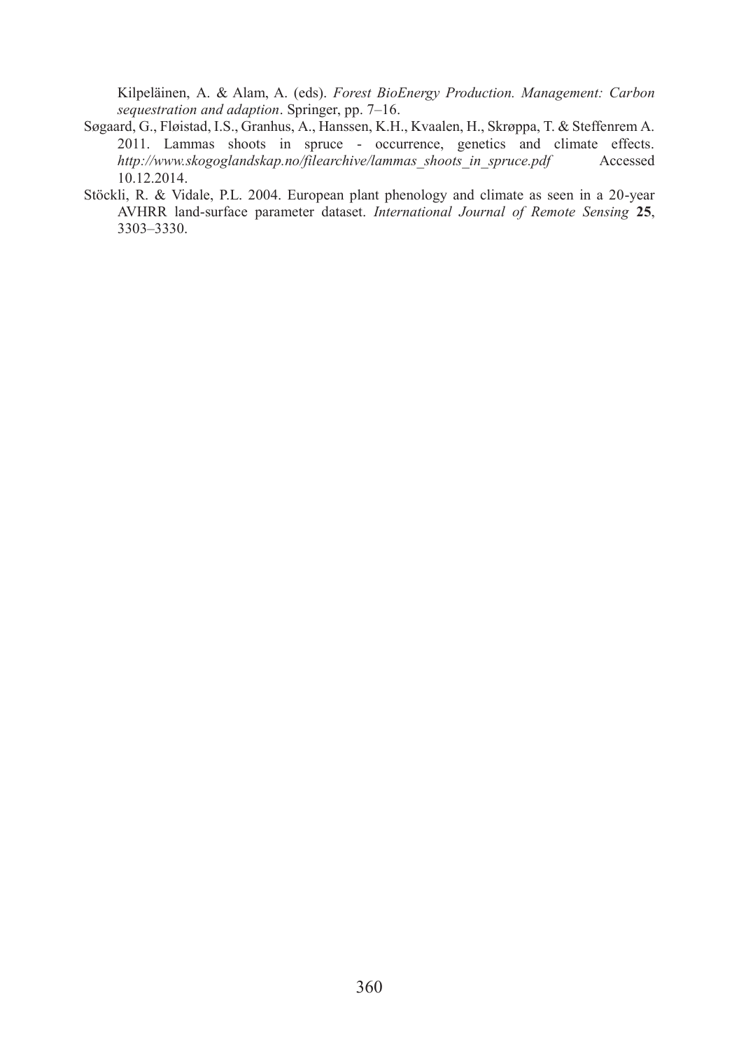Kilpeläinen, A. & Alam, A. (eds). *Forest BioEnergy Production. Management: Carbon sequestration and adaption*. Springer, pp. 7–16.

Søgaard, G., Fløistad, I.S., Granhus, A., Hanssen, K.H., Kvaalen, H., Skrøppa, T. & Steffenrem A. 2011. Lammas shoots in spruce - occurrence, genetics and climate effects. *http://www.skogoglandskap.no/filearchive/lammas_shoots_in_spruce.pdf* Accessed 10.12.2014.

Stöckli, R. & Vidale, P.L. 2004. European plant phenology and climate as seen in a 20-year AVHRR land-surface parameter dataset. *International Journal of Remote Sensing* **25**, 3303–3330.